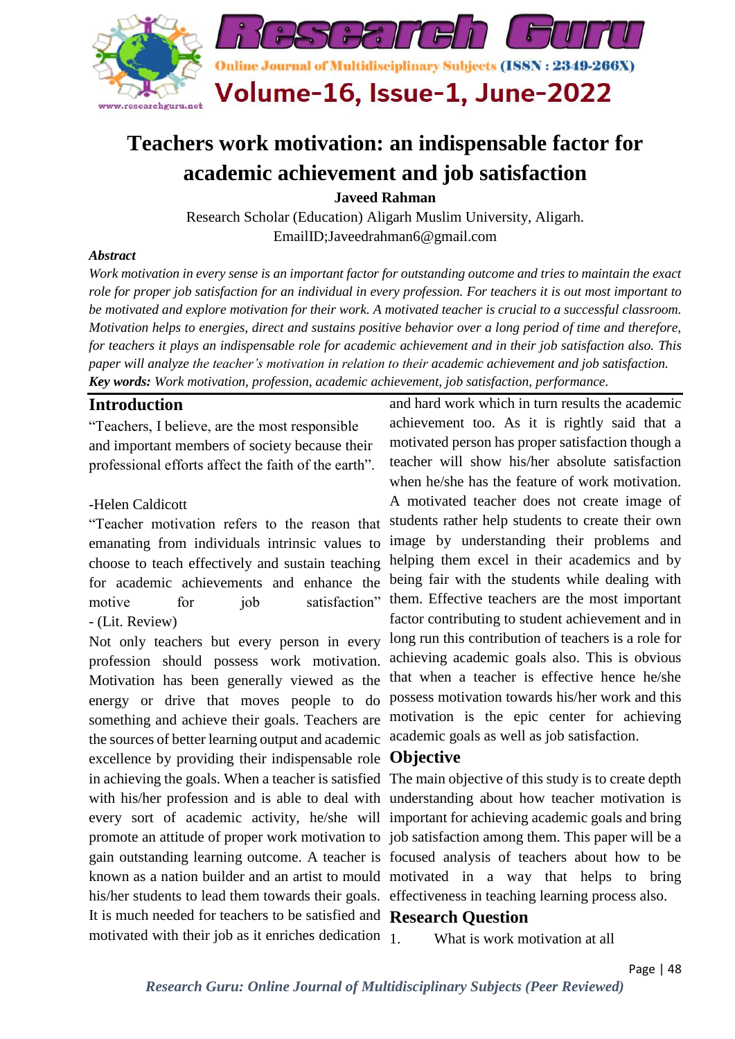# Teachers work motivation: an indispensable factor for academic achievement and job satisfaction

**Javeed Rahman**

Research Scholar (Education) Aligarh Muslim University, Aligarh.

EmailID;Javeedrahman6@gmail.com

***Abstract***

*Work motivation in every sense is an important factor for outstanding outcome and tries to maintain the exact role for proper job satisfaction for an individual in every profession. For teachers it is out most important to be motivated and explore motivation for their work. A motivated teacher is crucial to a successful classroom. Motivation helps to energies, direct and sustains positive behavior over a long period of time and therefore, for teachers it plays an indispensable role for academic achievement and in their job satisfaction also. This paper will analyze the teacher's motivation in relation to their academic achievement and job satisfaction.*

***Key words:*** *Work motivation, profession, academic achievement, job satisfaction, performance.*

## Introduction

"Teachers, I believe, are the most responsible and important members of society because their professional efforts affect the faith of the earth".

-Helen Caldicott

"Teacher motivation refers to the reason that emanating from individuals intrinsic values to choose to teach effectively and sustain teaching for academic achievements and enhance the motive for job satisfaction" - (Lit. Review)

Not only teachers but every person in every profession should possess work motivation. Motivation has been generally viewed as the energy or drive that moves people to do something and achieve their goals. Teachers are the sources of better learning output and academic excellence by providing their indispensable role in achieving the goals. When a teacher is satisfied with his/her profession and is able to deal with every sort of academic activity, he/she will promote an attitude of proper work motivation to gain outstanding learning outcome. A teacher is known as a nation builder and an artist to mould his/her students to lead them towards their goals. It is much needed for teachers to be satisfied and motivated with their job as it enriches dedication and hard work which in turn results the academic achievement too. As it is rightly said that a motivated person has proper satisfaction though a teacher will show his/her absolute satisfaction when he/she has the feature of work motivation. A motivated teacher does not create image of students rather help students to create their own image by understanding their problems and helping them excel in their academics and by being fair with the students while dealing with them. Effective teachers are the most important factor contributing to student achievement and in long run this contribution of teachers is a role for achieving academic goals also. This is obvious that when a teacher is effective hence he/she possess motivation towards his/her work and this motivation is the epic center for achieving academic goals as well as job satisfaction.

## Objective

The main objective of this study is to create depth understanding about how teacher motivation is important for achieving academic goals and bring job satisfaction among them. This paper will be a focused analysis of teachers about how to be motivated in a way that helps to bring effectiveness in teaching learning process also.

## Research Question

1. What is work motivation at all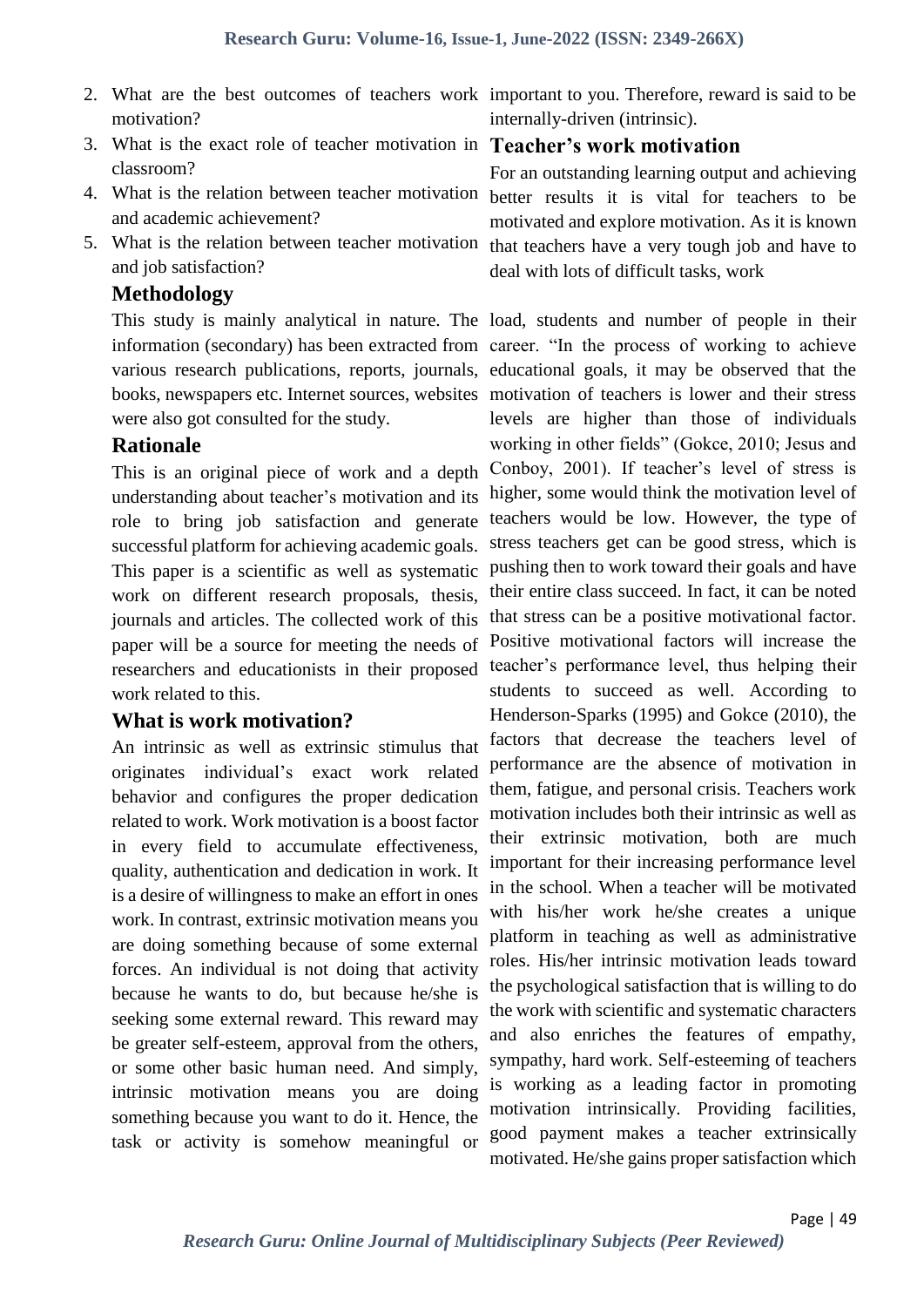2. What are the best outcomes of teachers work motivation?
3. What is the exact role of teacher motivation in classroom?
4. What is the relation between teacher motivation and academic achievement?
5. What is the relation between teacher motivation and job satisfaction?

## Methodology

This study is mainly analytical in nature. The information (secondary) has been extracted from various research publications, reports, journals, books, newspapers etc. Internet sources, websites were also got consulted for the study.

## Rationale

This is an original piece of work and a depth understanding about teacher's motivation and its role to bring job satisfaction and generate successful platform for achieving academic goals. This paper is a scientific as well as systematic work on different research proposals, thesis, journals and articles. The collected work of this paper will be a source for meeting the needs of researchers and educationists in their proposed work related to this.

## What is work motivation?

An intrinsic as well as extrinsic stimulus that originates individual's exact work related behavior and configures the proper dedication related to work. Work motivation is a boost factor in every field to accumulate effectiveness, quality, authentication and dedication in work. It is a desire of willingness to make an effort in ones work. In contrast, extrinsic motivation means you are doing something because of some external forces. An individual is not doing that activity because he wants to do, but because he/she is seeking some external reward. This reward may be greater self-esteem, approval from the others, or some other basic human need. And simply, intrinsic motivation means you are doing something because you want to do it. Hence, the task or activity is somehow meaningful or important to you. Therefore, reward is said to be internally-driven (intrinsic).

## Teacher's work motivation

For an outstanding learning output and achieving better results it is vital for teachers to be motivated and explore motivation. As it is known that teachers have a very tough job and have to deal with lots of difficult tasks, work load, students and number of people in their career. "In the process of working to achieve educational goals, it may be observed that the motivation of teachers is lower and their stress levels are higher than those of individuals working in other fields" (Gokce, 2010; Jesus and Conboy, 2001). If teacher's level of stress is higher, some would think the motivation level of teachers would be low. However, the type of stress teachers get can be good stress, which is pushing then to work toward their goals and have their entire class succeed. In fact, it can be noted that stress can be a positive motivational factor. Positive motivational factors will increase the teacher's performance level, thus helping their students to succeed as well. According to Henderson-Sparks (1995) and Gokce (2010), the factors that decrease the teachers level of performance are the absence of motivation in them, fatigue, and personal crisis. Teachers work motivation includes both their intrinsic as well as their extrinsic motivation, both are much important for their increasing performance level in the school. When a teacher will be motivated with his/her work he/she creates a unique platform in teaching as well as administrative roles. His/her intrinsic motivation leads toward the psychological satisfaction that is willing to do the work with scientific and systematic characters and also enriches the features of empathy, sympathy, hard work. Self-esteeming of teachers is working as a leading factor in promoting motivation intrinsically. Providing facilities, good payment makes a teacher extrinsically motivated. He/she gains proper satisfaction which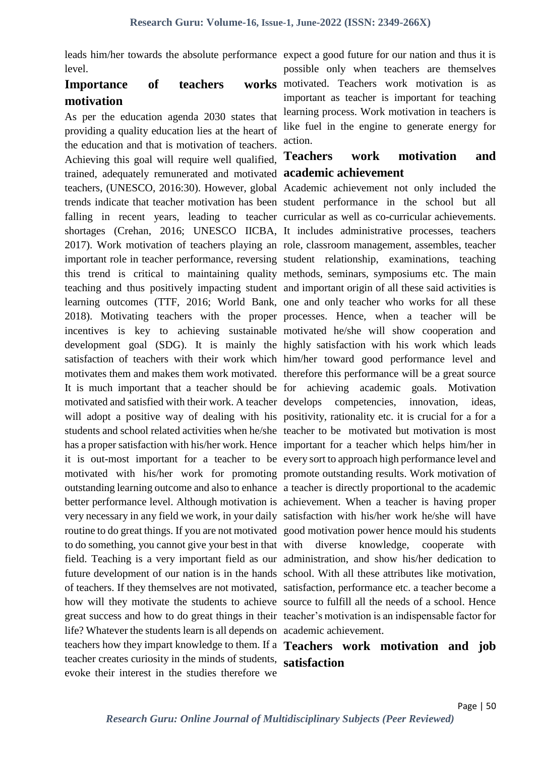leads him/her towards the absolute performance level.

## Importance of teachers works motivation

As per the education agenda 2030 states that providing a quality education lies at the heart of the education and that is motivation of teachers. Achieving this goal will require well qualified, trained, adequately remunerated and motivated teachers, (UNESCO, 2016:30). However, global trends indicate that teacher motivation has been falling in recent years, leading to teacher shortages (Crehan, 2016; UNESCO IICBA, 2017). Work motivation of teachers playing an important role in teacher performance, reversing this trend is critical to maintaining quality teaching and thus positively impacting student learning outcomes (TTF, 2016; World Bank, 2018). Motivating teachers with the proper incentives is key to achieving sustainable development goal (SDG). It is mainly the satisfaction of teachers with their work which motivates them and makes them work motivated. It is much important that a teacher should be motivated and satisfied with their work. A teacher will adopt a positive way of dealing with his students and school related activities when he/she has a proper satisfaction with his/her work. Hence it is out-most important for a teacher to be motivated with his/her work for promoting outstanding learning outcome and also to enhance better performance level. Although motivation is very necessary in any field we work, in your daily routine to do great things. If you are not motivated to do something, you cannot give your best in that field. Teaching is a very important field as our future development of our nation is in the hands of teachers. If they themselves are not motivated, how will they motivate the students to achieve great success and how to do great things in their life? Whatever the students learn is all depends on teachers how they impart knowledge to them. If a teacher creates curiosity in the minds of students, evoke their interest in the studies therefore we expect a good future for our nation and thus it is possible only when teachers are themselves motivated. Teachers work motivation is as important as teacher is important for teaching learning process. Work motivation in teachers is like fuel in the engine to generate energy for action.

## Teachers work motivation and academic achievement

Academic achievement not only included the student performance in the school but all curricular as well as co-curricular achievements. It includes administrative processes, teachers role, classroom management, assembles, teacher student relationship, examinations, teaching methods, seminars, symposiums etc. The main and important origin of all these said activities is one and only teacher who works for all these processes. Hence, when a teacher will be motivated he/she will show cooperation and highly satisfaction with his work which leads him/her toward good performance level and therefore this performance will be a great source for achieving academic goals. Motivation develops competencies, innovation, ideas, positivity, rationality etc. it is crucial for a for a teacher to be motivated but motivation is most important for a teacher which helps him/her in every sort to approach high performance level and promote outstanding results. Work motivation of a teacher is directly proportional to the academic achievement. When a teacher is having proper satisfaction with his/her work he/she will have good motivation power hence mould his students with diverse knowledge, cooperate with administration, and show his/her dedication to school. With all these attributes like motivation, satisfaction, performance etc. a teacher become a source to fulfill all the needs of a school. Hence teacher's motivation is an indispensable factor for academic achievement.

## Teachers work motivation and job satisfaction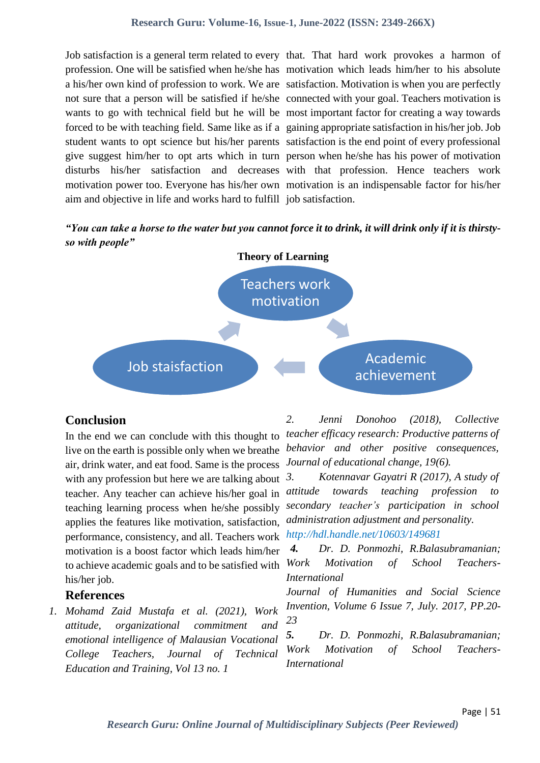Job satisfaction is a general term related to every profession. One will be satisfied when he/she has a his/her own kind of profession to work. We are not sure that a person will be satisfied if he/she wants to go with technical field but he will be forced to be with teaching field. Same like as if a student wants to opt science but his/her parents give suggest him/her to opt arts which in turn disturbs his/her satisfaction and decreases motivation power too. Everyone has his/her own aim and objective in life and works hard to fulfill that. That hard work provokes a harmon of motivation which leads him/her to his absolute satisfaction. Motivation is when you are perfectly connected with your goal. Teachers motivation is most important factor for creating a way towards gaining appropriate satisfaction in his/her job. Job satisfaction is the end point of every professional person when he/she has his power of motivation with that profession. Hence teachers work motivation is an indispensable factor for his/her job satisfaction.

***"You can take a horse to the water but you cannot force it to drink, it will drink only if it is thirsty- so with people"***

**Theory of Learning**

Teachers work motivation → Academic achievement → Job staisfaction → Teachers work motivation

## Conclusion

In the end we can conclude with this thought to live on the earth is possible only when we breathe air, drink water, and eat food. Same is the process with any profession but here we are talking about teacher. Any teacher can achieve his/her goal in teaching learning process when he/she possibly applies the features like motivation, satisfaction, performance, consistency, and all. Teachers work motivation is a boost factor which leads him/her to achieve academic goals and to be satisfied with his/her job.

## References

1. *Mohamd Zaid Mustafa et al. (2021), Work attitude, organizational commitment and emotional intelligence of Malausian Vocational College Teachers, Journal of Technical Education and Training, Vol 13 no. 1*
2. *Jenni Donohoo (2018), Collective teacher efficacy research: Productive patterns of behavior and other positive consequences, Journal of educational change, 19(6).*
3. *Kotennavar Gayatri R (2017), A study of attitude towards teaching profession to secondary teacher's participation in school administration adjustment and personality. http://hdl.handle.net/10603/149681*
4. *Dr. D. Ponmozhi, R.Balasubramanian; Work Motivation of School Teachers- International Journal of Humanities and Social Science Invention, Volume 6 Issue 7, July. 2017, PP.20-23*
5. *Dr. D. Ponmozhi, R.Balasubramanian; Work Motivation of School Teachers- International*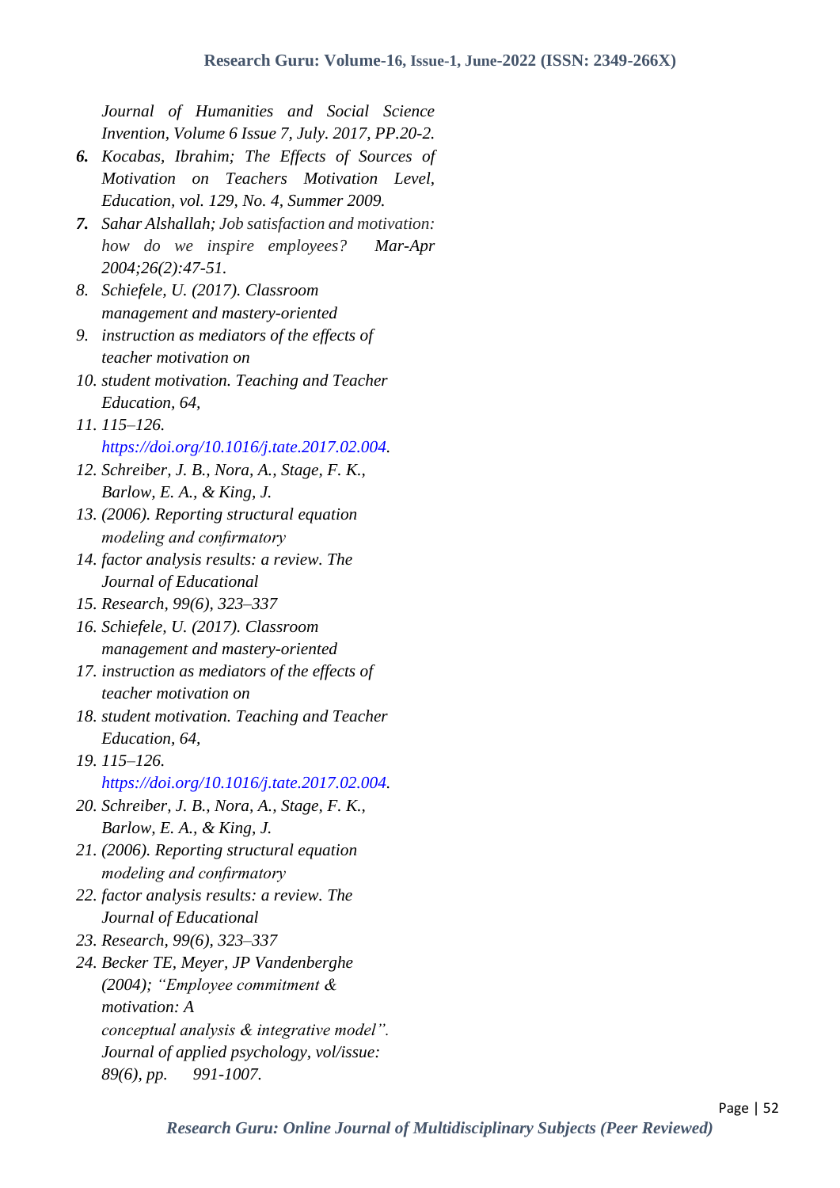*Journal of Humanities and Social Science Invention, Volume 6 Issue 7, July. 2017, PP.20-2.*

6. *Kocabas, Ibrahim; The Effects of Sources of Motivation on Teachers Motivation Level, Education, vol. 129, No. 4, Summer 2009.*
7. *Sahar Alshallah; Job satisfaction and motivation: how do we inspire employees? Mar-Apr 2004;26(2):47-51.*
8. *Schiefele, U. (2017). Classroom management and mastery-oriented*
9. *instruction as mediators of the effects of teacher motivation on*
10. *student motivation. Teaching and Teacher Education, 64,*
11. *115–126. https://doi.org/10.1016/j.tate.2017.02.004.*
12. *Schreiber, J. B., Nora, A., Stage, F. K., Barlow, E. A., & King, J.*
13. *(2006). Reporting structural equation modeling and confirmatory*
14. *factor analysis results: a review. The Journal of Educational*
15. *Research, 99(6), 323–337*
16. *Schiefele, U. (2017). Classroom management and mastery-oriented*
17. *instruction as mediators of the effects of teacher motivation on*
18. *student motivation. Teaching and Teacher Education, 64,*
19. *115–126. https://doi.org/10.1016/j.tate.2017.02.004.*
20. *Schreiber, J. B., Nora, A., Stage, F. K., Barlow, E. A., & King, J.*
21. *(2006). Reporting structural equation modeling and confirmatory*
22. *factor analysis results: a review. The Journal of Educational*
23. *Research, 99(6), 323–337*
24. *Becker TE, Meyer, JP Vandenberghe (2004); "Employee commitment & motivation: A conceptual analysis & integrative model". Journal of applied psychology, vol/issue: 89(6), pp. 991-1007.*